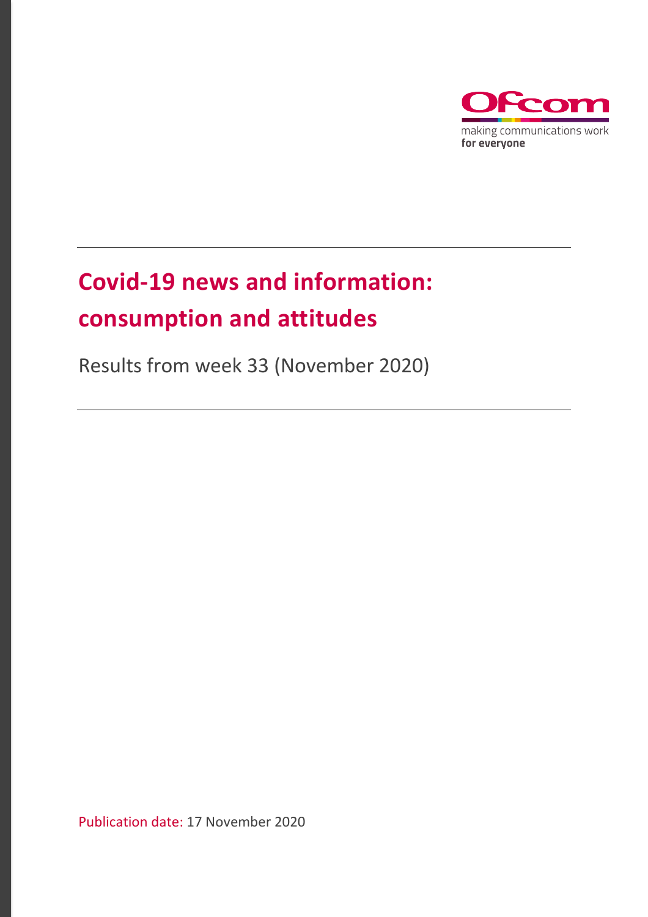Ofcom

making communications work
**for everyone**

# Covid-19 news and information: consumption and attitudes

Results from week 33 (November 2020)

Publication date: 17 November 2020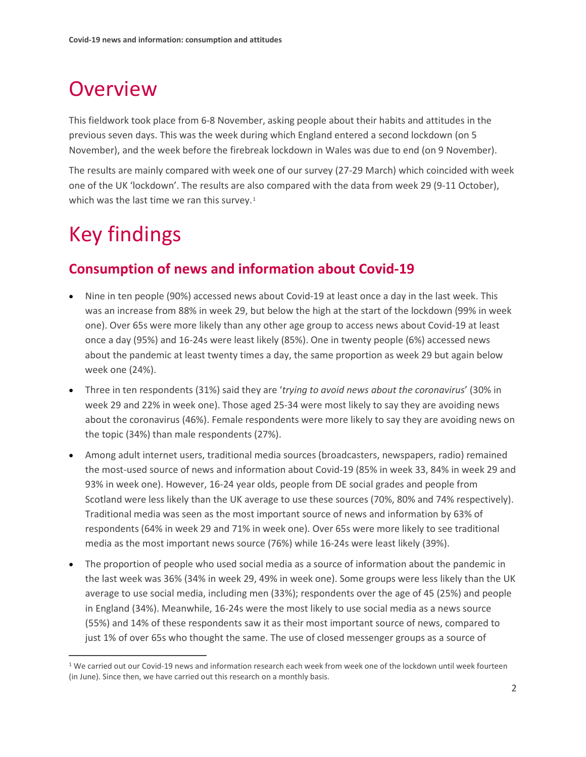# Overview

This fieldwork took place from 6-8 November, asking people about their habits and attitudes in the previous seven days. This was the week during which England entered a second lockdown (on 5 November), and the week before the firebreak lockdown in Wales was due to end (on 9 November).

The results are mainly compared with week one of our survey (27-29 March) which coincided with week one of the UK 'lockdown'. The results are also compared with the data from week 29 (9-11 October), which was the last time we ran this survey.[1]

# Key findings

## Consumption of news and information about Covid-19

- Nine in ten people (90%) accessed news about Covid-19 at least once a day in the last week. This was an increase from 88% in week 29, but below the high at the start of the lockdown (99% in week one). Over 65s were more likely than any other age group to access news about Covid-19 at least once a day (95%) and 16-24s were least likely (85%). One in twenty people (6%) accessed news about the pandemic at least twenty times a day, the same proportion as week 29 but again below week one (24%).
- Three in ten respondents (31%) said they are '*trying to avoid news about the coronavirus*' (30% in week 29 and 22% in week one). Those aged 25-34 were most likely to say they are avoiding news about the coronavirus (46%). Female respondents were more likely to say they are avoiding news on the topic (34%) than male respondents (27%).
- Among adult internet users, traditional media sources (broadcasters, newspapers, radio) remained the most-used source of news and information about Covid-19 (85% in week 33, 84% in week 29 and 93% in week one). However, 16-24 year olds, people from DE social grades and people from Scotland were less likely than the UK average to use these sources (70%, 80% and 74% respectively). Traditional media was seen as the most important source of news and information by 63% of respondents (64% in week 29 and 71% in week one). Over 65s were more likely to see traditional media as the most important news source (76%) while 16-24s were least likely (39%).
- The proportion of people who used social media as a source of information about the pandemic in the last week was 36% (34% in week 29, 49% in week one). Some groups were less likely than the UK average to use social media, including men (33%); respondents over the age of 45 (25%) and people in England (34%). Meanwhile, 16-24s were the most likely to use social media as a news source (55%) and 14% of these respondents saw it as their most important source of news, compared to just 1% of over 65s who thought the same. The use of closed messenger groups as a source of

[1] We carried out our Covid-19 news and information research each week from week one of the lockdown until week fourteen (in June). Since then, we have carried out this research on a monthly basis.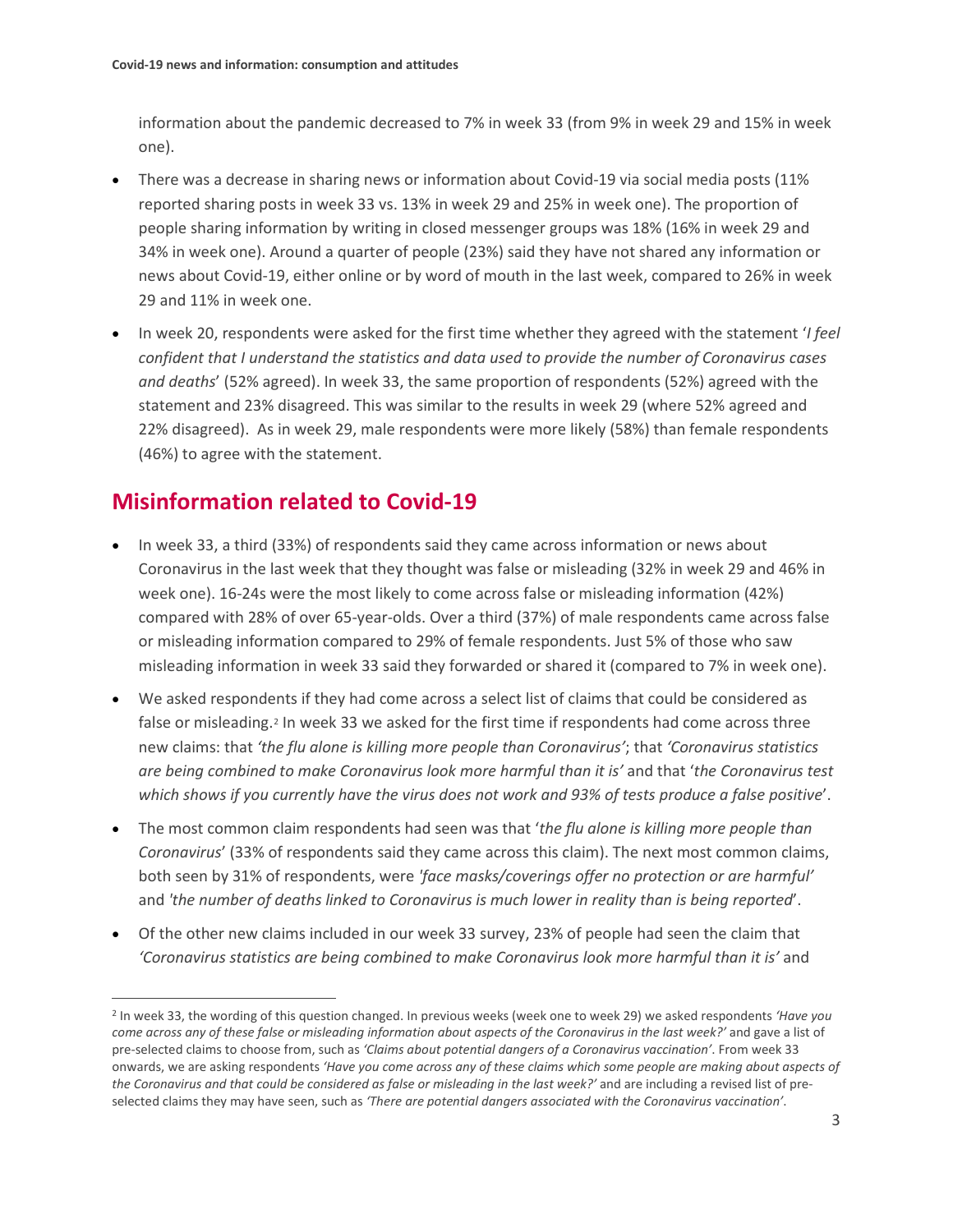information about the pandemic decreased to 7% in week 33 (from 9% in week 29 and 15% in week one).

- There was a decrease in sharing news or information about Covid-19 via social media posts (11% reported sharing posts in week 33 vs. 13% in week 29 and 25% in week one). The proportion of people sharing information by writing in closed messenger groups was 18% (16% in week 29 and 34% in week one). Around a quarter of people (23%) said they have not shared any information or news about Covid-19, either online or by word of mouth in the last week, compared to 26% in week 29 and 11% in week one.
- In week 20, respondents were asked for the first time whether they agreed with the statement '*I feel confident that I understand the statistics and data used to provide the number of Coronavirus cases and deaths*' (52% agreed). In week 33, the same proportion of respondents (52%) agreed with the statement and 23% disagreed. This was similar to the results in week 29 (where 52% agreed and 22% disagreed). As in week 29, male respondents were more likely (58%) than female respondents (46%) to agree with the statement.

## Misinformation related to Covid-19

- In week 33, a third (33%) of respondents said they came across information or news about Coronavirus in the last week that they thought was false or misleading (32% in week 29 and 46% in week one). 16-24s were the most likely to come across false or misleading information (42%) compared with 28% of over 65-year-olds. Over a third (37%) of male respondents came across false or misleading information compared to 29% of female respondents. Just 5% of those who saw misleading information in week 33 said they forwarded or shared it (compared to 7% in week one).
- We asked respondents if they had come across a select list of claims that could be considered as false or misleading.[2] In week 33 we asked for the first time if respondents had come across three new claims: that *'the flu alone is killing more people than Coronavirus'*; that *'Coronavirus statistics are being combined to make Coronavirus look more harmful than it is'* and that '*the Coronavirus test which shows if you currently have the virus does not work and 93% of tests produce a false positive*'.
- The most common claim respondents had seen was that '*the flu alone is killing more people than Coronavirus*' (33% of respondents said they came across this claim). The next most common claims, both seen by 31% of respondents, were *'face masks/coverings offer no protection or are harmful'* and *'the number of deaths linked to Coronavirus is much lower in reality than is being reported*'.
- Of the other new claims included in our week 33 survey, 23% of people had seen the claim that *'Coronavirus statistics are being combined to make Coronavirus look more harmful than it is'* and

[2] In week 33, the wording of this question changed. In previous weeks (week one to week 29) we asked respondents *'Have you come across any of these false or misleading information about aspects of the Coronavirus in the last week?'* and gave a list of pre-selected claims to choose from, such as *'Claims about potential dangers of a Coronavirus vaccination'*. From week 33 onwards, we are asking respondents *'Have you come across any of these claims which some people are making about aspects of the Coronavirus and that could be considered as false or misleading in the last week?'* and are including a revised list of pre-selected claims they may have seen, such as *'There are potential dangers associated with the Coronavirus vaccination'*.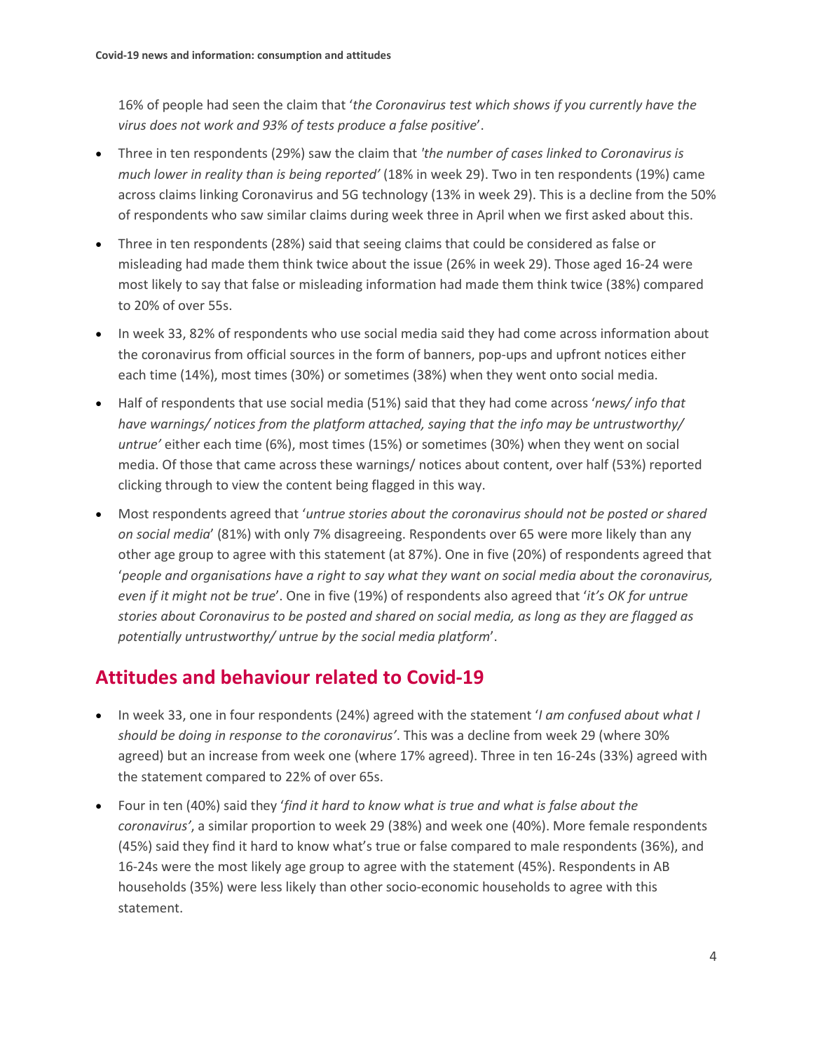16% of people had seen the claim that '*the Coronavirus test which shows if you currently have the virus does not work and 93% of tests produce a false positive*'.

- Three in ten respondents (29%) saw the claim that *'the number of cases linked to Coronavirus is much lower in reality than is being reported'* (18% in week 29). Two in ten respondents (19%) came across claims linking Coronavirus and 5G technology (13% in week 29). This is a decline from the 50% of respondents who saw similar claims during week three in April when we first asked about this.
- Three in ten respondents (28%) said that seeing claims that could be considered as false or misleading had made them think twice about the issue (26% in week 29). Those aged 16-24 were most likely to say that false or misleading information had made them think twice (38%) compared to 20% of over 55s.
- In week 33, 82% of respondents who use social media said they had come across information about the coronavirus from official sources in the form of banners, pop-ups and upfront notices either each time (14%), most times (30%) or sometimes (38%) when they went onto social media.
- Half of respondents that use social media (51%) said that they had come across '*news/ info that have warnings/ notices from the platform attached, saying that the info may be untrustworthy/ untrue'* either each time (6%), most times (15%) or sometimes (30%) when they went on social media. Of those that came across these warnings/ notices about content, over half (53%) reported clicking through to view the content being flagged in this way.
- Most respondents agreed that '*untrue stories about the coronavirus should not be posted or shared on social media*' (81%) with only 7% disagreeing. Respondents over 65 were more likely than any other age group to agree with this statement (at 87%). One in five (20%) of respondents agreed that '*people and organisations have a right to say what they want on social media about the coronavirus, even if it might not be true*'. One in five (19%) of respondents also agreed that '*it's OK for untrue stories about Coronavirus to be posted and shared on social media, as long as they are flagged as potentially untrustworthy/ untrue by the social media platform*'.

## Attitudes and behaviour related to Covid-19

- In week 33, one in four respondents (24%) agreed with the statement '*I am confused about what I should be doing in response to the coronavirus'*. This was a decline from week 29 (where 30% agreed) but an increase from week one (where 17% agreed). Three in ten 16-24s (33%) agreed with the statement compared to 22% of over 65s.
- Four in ten (40%) said they '*find it hard to know what is true and what is false about the coronavirus'*, a similar proportion to week 29 (38%) and week one (40%). More female respondents (45%) said they find it hard to know what's true or false compared to male respondents (36%), and 16-24s were the most likely age group to agree with the statement (45%). Respondents in AB households (35%) were less likely than other socio-economic households to agree with this statement.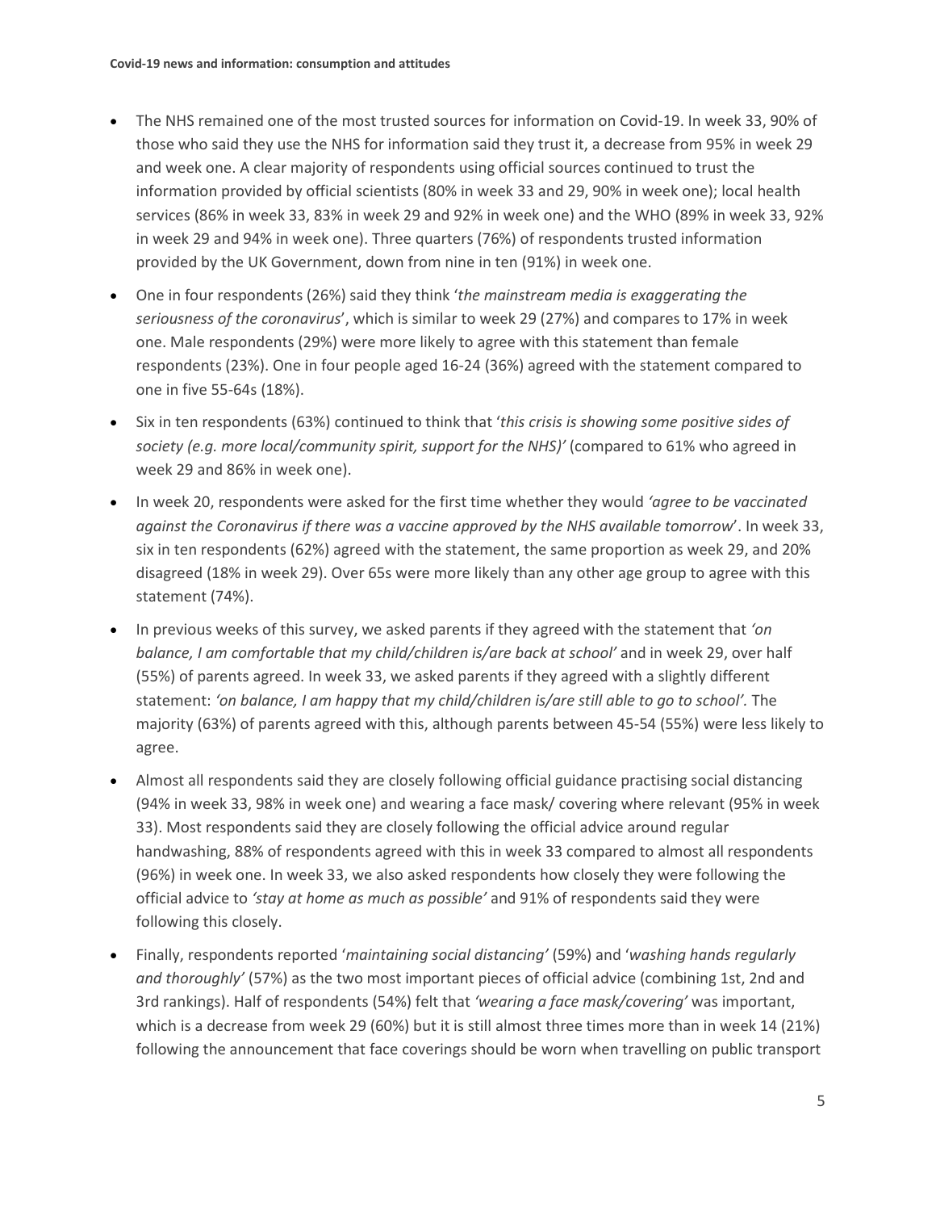- The NHS remained one of the most trusted sources for information on Covid-19. In week 33, 90% of those who said they use the NHS for information said they trust it, a decrease from 95% in week 29 and week one. A clear majority of respondents using official sources continued to trust the information provided by official scientists (80% in week 33 and 29, 90% in week one); local health services (86% in week 33, 83% in week 29 and 92% in week one) and the WHO (89% in week 33, 92% in week 29 and 94% in week one). Three quarters (76%) of respondents trusted information provided by the UK Government, down from nine in ten (91%) in week one.
- One in four respondents (26%) said they think '*the mainstream media is exaggerating the seriousness of the coronavirus*', which is similar to week 29 (27%) and compares to 17% in week one. Male respondents (29%) were more likely to agree with this statement than female respondents (23%). One in four people aged 16-24 (36%) agreed with the statement compared to one in five 55-64s (18%).
- Six in ten respondents (63%) continued to think that '*this crisis is showing some positive sides of society (e.g. more local/community spirit, support for the NHS)*' (compared to 61% who agreed in week 29 and 86% in week one).
- In week 20, respondents were asked for the first time whether they would *'agree to be vaccinated against the Coronavirus if there was a vaccine approved by the NHS available tomorrow*'. In week 33, six in ten respondents (62%) agreed with the statement, the same proportion as week 29, and 20% disagreed (18% in week 29). Over 65s were more likely than any other age group to agree with this statement (74%).
- In previous weeks of this survey, we asked parents if they agreed with the statement that *'on balance, I am comfortable that my child/children is/are back at school'* and in week 29, over half (55%) of parents agreed. In week 33, we asked parents if they agreed with a slightly different statement: *'on balance, I am happy that my child/children is/are still able to go to school'.* The majority (63%) of parents agreed with this, although parents between 45-54 (55%) were less likely to agree.
- Almost all respondents said they are closely following official guidance practising social distancing (94% in week 33, 98% in week one) and wearing a face mask/ covering where relevant (95% in week 33). Most respondents said they are closely following the official advice around regular handwashing, 88% of respondents agreed with this in week 33 compared to almost all respondents (96%) in week one. In week 33, we also asked respondents how closely they were following the official advice to *'stay at home as much as possible'* and 91% of respondents said they were following this closely.
- Finally, respondents reported '*maintaining social distancing'* (59%) and '*washing hands regularly and thoroughly'* (57%) as the two most important pieces of official advice (combining 1st, 2nd and 3rd rankings). Half of respondents (54%) felt that *'wearing a face mask/covering'* was important, which is a decrease from week 29 (60%) but it is still almost three times more than in week 14 (21%) following the announcement that face coverings should be worn when travelling on public transport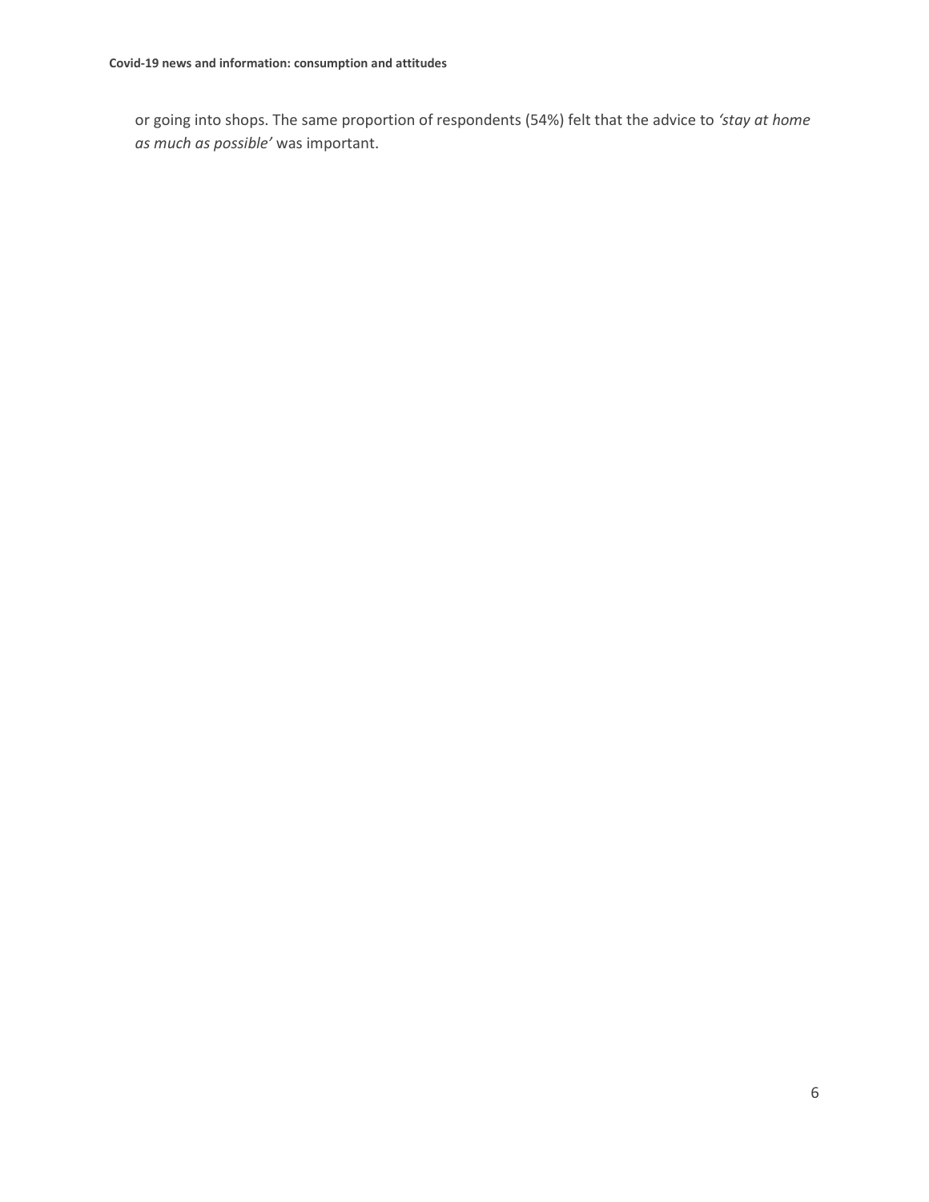or going into shops. The same proportion of respondents (54%) felt that the advice to *'stay at home as much as possible'* was important.